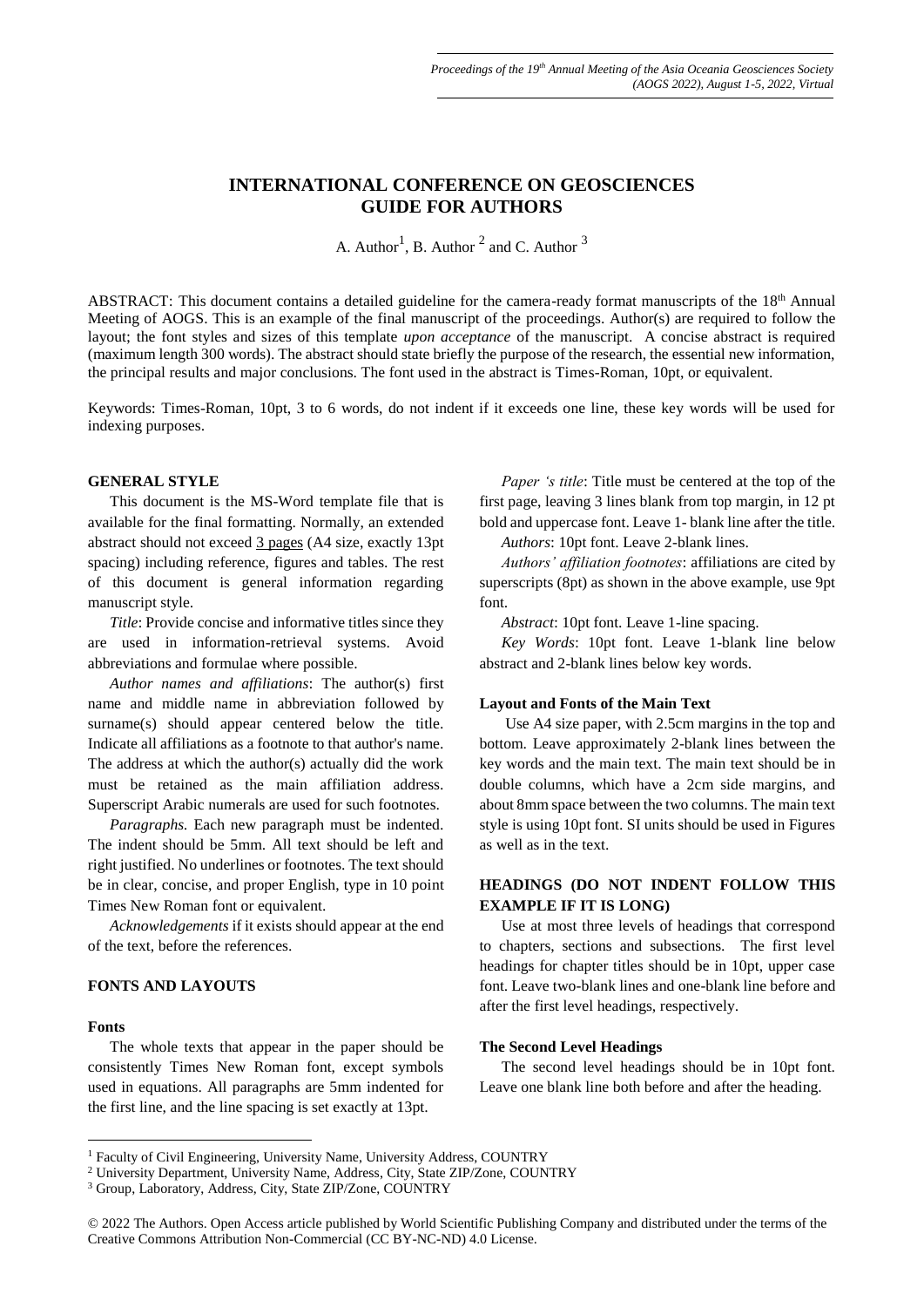# INTERNATIONAL CONFERENCE ON GEOSCIENCES GUIDE FOR AUTHORS

A. Author[1], B. Author [2] and C. Author [3]

ABSTRACT: This document contains a detailed guideline for the camera-ready format manuscripts of the 18th Annual Meeting of AOGS. This is an example of the final manuscript of the proceedings. Author(s) are required to follow the layout; the font styles and sizes of this template *upon acceptance* of the manuscript. A concise abstract is required (maximum length 300 words). The abstract should state briefly the purpose of the research, the essential new information, the principal results and major conclusions. The font used in the abstract is Times-Roman, 10pt, or equivalent.

Keywords: Times-Roman, 10pt, 3 to 6 words, do not indent if it exceeds one line, these key words will be used for indexing purposes.

## GENERAL STYLE

This document is the MS-Word template file that is available for the final formatting. Normally, an extended abstract should not exceed 3 pages (A4 size, exactly 13pt spacing) including reference, figures and tables. The rest of this document is general information regarding manuscript style.

*Title*: Provide concise and informative titles since they are used in information-retrieval systems. Avoid abbreviations and formulae where possible.

*Author names and affiliations*: The author(s) first name and middle name in abbreviation followed by surname(s) should appear centered below the title. Indicate all affiliations as a footnote to that author's name. The address at which the author(s) actually did the work must be retained as the main affiliation address. Superscript Arabic numerals are used for such footnotes.

*Paragraphs.* Each new paragraph must be indented. The indent should be 5mm. All text should be left and right justified. No underlines or footnotes. The text should be in clear, concise, and proper English, type in 10 point Times New Roman font or equivalent.

*Acknowledgements* if it exists should appear at the end of the text, before the references.

## FONTS AND LAYOUTS

### Fonts

The whole texts that appear in the paper should be consistently Times New Roman font, except symbols used in equations. All paragraphs are 5mm indented for the first line, and the line spacing is set exactly at 13pt.

*Paper 's title*: Title must be centered at the top of the first page, leaving 3 lines blank from top margin, in 12 pt bold and uppercase font. Leave 1- blank line after the title.

*Authors*: 10pt font. Leave 2-blank lines.

*Authors' affiliation footnotes*: affiliations are cited by superscripts (8pt) as shown in the above example, use 9pt font.

*Abstract*: 10pt font. Leave 1-line spacing.

*Key Words*: 10pt font. Leave 1-blank line below abstract and 2-blank lines below key words.

### Layout and Fonts of the Main Text

Use A4 size paper, with 2.5cm margins in the top and bottom. Leave approximately 2-blank lines between the key words and the main text. The main text should be in double columns, which have a 2cm side margins, and about 8mm space between the two columns. The main text style is using 10pt font. SI units should be used in Figures as well as in the text.

## HEADINGS (DO NOT INDENT FOLLOW THIS EXAMPLE IF IT IS LONG)

Use at most three levels of headings that correspond to chapters, sections and subsections. The first level headings for chapter titles should be in 10pt, upper case font. Leave two-blank lines and one-blank line before and after the first level headings, respectively.

### The Second Level Headings

The second level headings should be in 10pt font. Leave one blank line both before and after the heading.

[1] Faculty of Civil Engineering, University Name, University Address, COUNTRY

[2] University Department, University Name, Address, City, State ZIP/Zone, COUNTRY

[3] Group, Laboratory, Address, City, State ZIP/Zone, COUNTRY

© 2022 The Authors. Open Access article published by World Scientific Publishing Company and distributed under the terms of the Creative Commons Attribution Non-Commercial (CC BY-NC-ND) 4.0 License.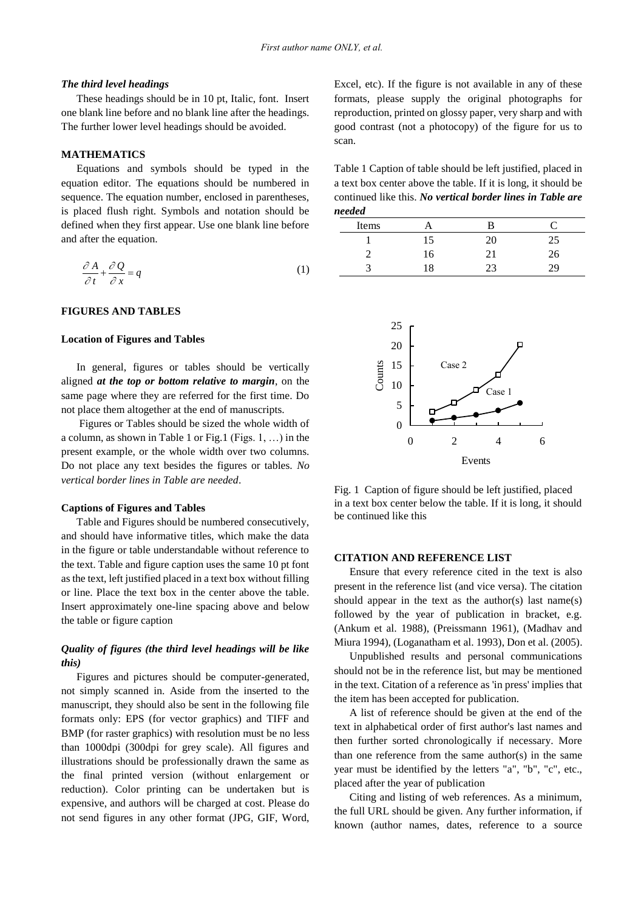*The third level headings*

These headings should be in 10 pt, Italic, font. Insert one blank line before and no blank line after the headings. The further lower level headings should be avoided.

## MATHEMATICS

Equations and symbols should be typed in the equation editor. The equations should be numbered in sequence. The equation number, enclosed in parentheses, is placed flush right. Symbols and notation should be defined when they first appear. Use one blank line before and after the equation.

$$\frac{\partial A}{\partial t} + \frac{\partial Q}{\partial x} = q \tag{1}$$

## FIGURES AND TABLES

### Location of Figures and Tables

In general, figures or tables should be vertically aligned ***at the top or bottom relative to margin***, on the same page where they are referred for the first time. Do not place them altogether at the end of manuscripts.

Figures or Tables should be sized the whole width of a column, as shown in Table 1 or Fig.1 (Figs. 1, …) in the present example, or the whole width over two columns. Do not place any text besides the figures or tables. *No vertical border lines in Table are needed*.

### Captions of Figures and Tables

Table and Figures should be numbered consecutively, and should have informative titles, which make the data in the figure or table understandable without reference to the text. Table and figure caption uses the same 10 pt font as the text, left justified placed in a text box without filling or line. Place the text box in the center above the table. Insert approximately one-line spacing above and below the table or figure caption

### *Quality of figures (the third level headings will be like this)*

Figures and pictures should be computer-generated, not simply scanned in. Aside from the inserted to the manuscript, they should also be sent in the following file formats only: EPS (for vector graphics) and TIFF and BMP (for raster graphics) with resolution must be no less than 1000dpi (300dpi for grey scale). All figures and illustrations should be professionally drawn the same as the final printed version (without enlargement or reduction). Color printing can be undertaken but is expensive, and authors will be charged at cost. Please do not send figures in any other format (JPG, GIF, Word, Excel, etc). If the figure is not available in any of these formats, please supply the original photographs for reproduction, printed on glossy paper, very sharp and with good contrast (not a photocopy) of the figure for us to scan.

Table 1 Caption of table should be left justified, placed in a text box center above the table. If it is long, it should be continued like this. ***No vertical border lines in Table are needed***

| Items | A | B | C |
|---|---|---|---|
| 1 | 15 | 20 | 25 |
| 2 | 16 | 21 | 26 |
| 3 | 18 | 23 | 29 |

Fig. 1 Caption of figure should be left justified, placed in a text box center below the table. If it is long, it should be continued like this

## CITATION AND REFERENCE LIST

Ensure that every reference cited in the text is also present in the reference list (and vice versa). The citation should appear in the text as the author(s) last name(s) followed by the year of publication in bracket, e.g. (Ankum et al. 1988), (Preissmann 1961), (Madhav and Miura 1994), (Loganatham et al. 1993), Don et al. (2005).

Unpublished results and personal communications should not be in the reference list, but may be mentioned in the text. Citation of a reference as 'in press' implies that the item has been accepted for publication.

A list of reference should be given at the end of the text in alphabetical order of first author's last names and then further sorted chronologically if necessary. More than one reference from the same author(s) in the same year must be identified by the letters "a", "b", "c", etc., placed after the year of publication

Citing and listing of web references. As a minimum, the full URL should be given. Any further information, if known (author names, dates, reference to a source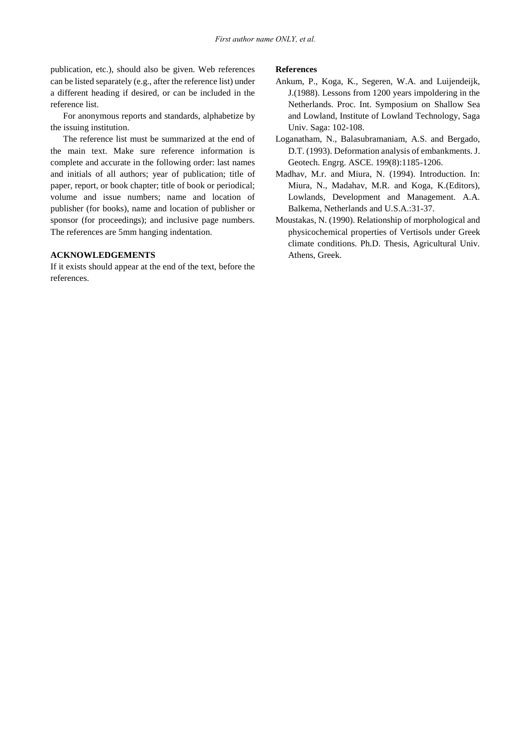publication, etc.), should also be given. Web references can be listed separately (e.g., after the reference list) under a different heading if desired, or can be included in the reference list.

For anonymous reports and standards, alphabetize by the issuing institution.

The reference list must be summarized at the end of the main text. Make sure reference information is complete and accurate in the following order: last names and initials of all authors; year of publication; title of paper, report, or book chapter; title of book or periodical; volume and issue numbers; name and location of publisher (for books), name and location of publisher or sponsor (for proceedings); and inclusive page numbers. The references are 5mm hanging indentation.

## ACKNOWLEDGEMENTS

If it exists should appear at the end of the text, before the references.

## References

Ankum, P., Koga, K., Segeren, W.A. and Luijendeijk, J.(1988). Lessons from 1200 years impoldering in the Netherlands. Proc. Int. Symposium on Shallow Sea and Lowland, Institute of Lowland Technology, Saga Univ. Saga: 102-108.

Loganatham, N., Balasubramaniam, A.S. and Bergado, D.T. (1993). Deformation analysis of embankments. J. Geotech. Engrg. ASCE. 199(8):1185-1206.

Madhav, M.r. and Miura, N. (1994). Introduction. In: Miura, N., Madahav, M.R. and Koga, K.(Editors), Lowlands, Development and Management. A.A. Balkema, Netherlands and U.S.A.:31-37.

Moustakas, N. (1990). Relationship of morphological and physicochemical properties of Vertisols under Greek climate conditions. Ph.D. Thesis, Agricultural Univ. Athens, Greek.